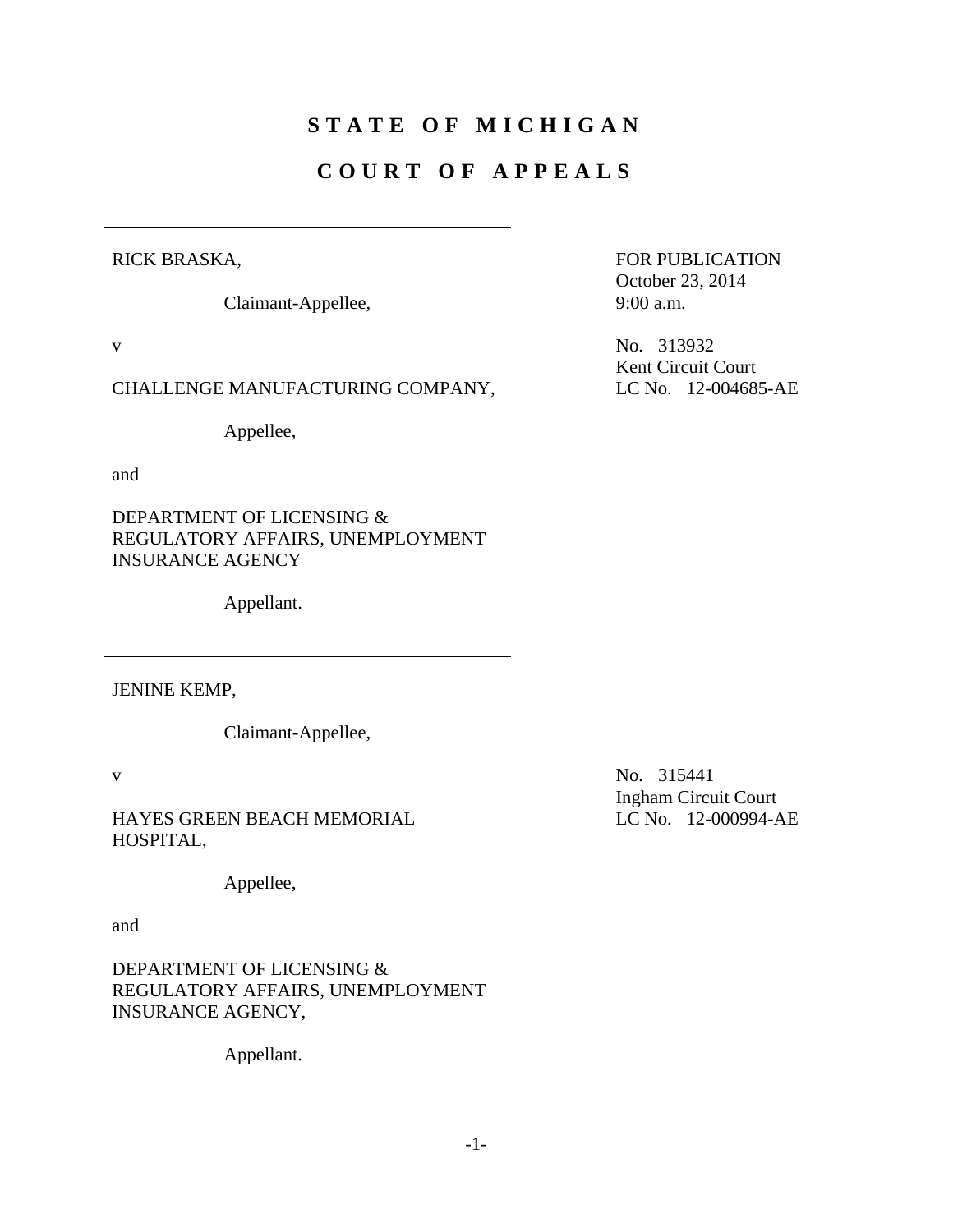# S T A T E   O F   M I C H I G A N

# C O U R T   O F   A P P E A L S

---

RICK BRASKA,

Claimant-Appellee,

v

CHALLENGE MANUFACTURING COMPANY,

Appellee,

and

DEPARTMENT OF LICENSING & REGULATORY AFFAIRS, UNEMPLOYMENT INSURANCE AGENCY

Appellant.

FOR PUBLICATION
October 23, 2014
9:00 a.m.

No. 313932
Kent Circuit Court
LC No. 12-004685-AE

---

JENINE KEMP,

Claimant-Appellee,

v

HAYES GREEN BEACH MEMORIAL HOSPITAL,

Appellee,

and

DEPARTMENT OF LICENSING & REGULATORY AFFAIRS, UNEMPLOYMENT INSURANCE AGENCY,

Appellant.

No. 315441
Ingham Circuit Court
LC No. 12-000994-AE

---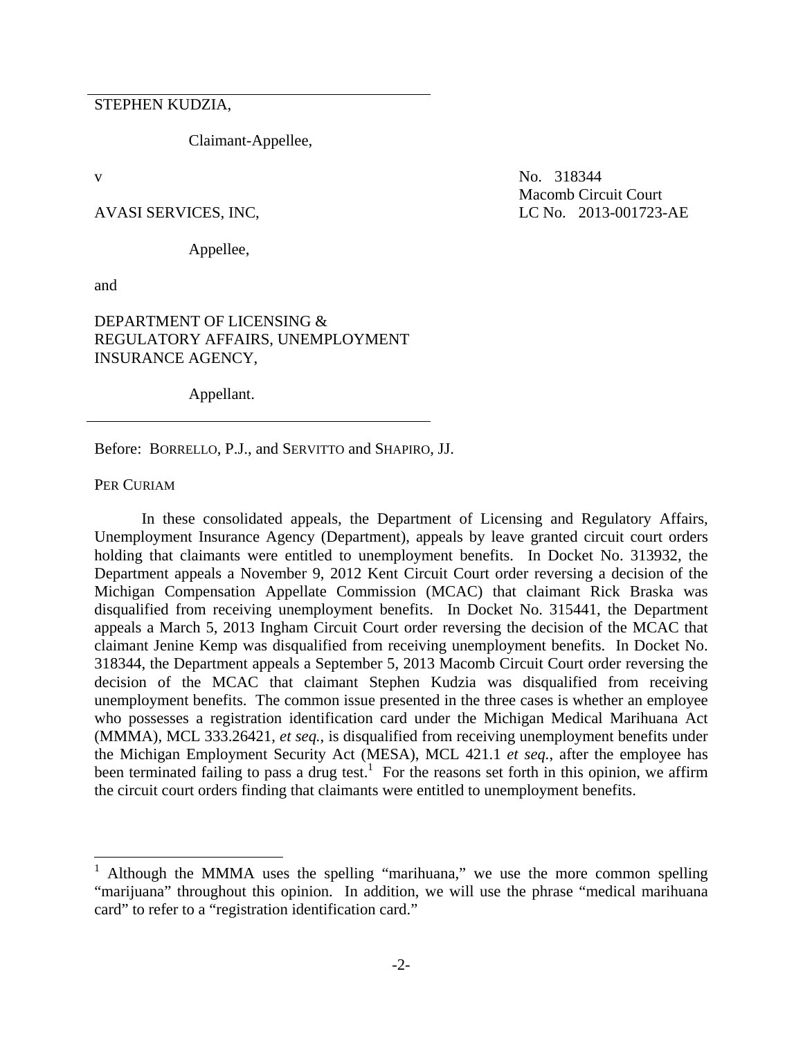STEPHEN KUDZIA,

Claimant-Appellee,

v

No. 318344
Macomb Circuit Court
LC No. 2013-001723-AE

AVASI SERVICES, INC,

Appellee,

and

DEPARTMENT OF LICENSING & REGULATORY AFFAIRS, UNEMPLOYMENT INSURANCE AGENCY,

Appellant.

---

Before: BORRELLO, P.J., and SERVITTO and SHAPIRO, JJ.

PER CURIAM

In these consolidated appeals, the Department of Licensing and Regulatory Affairs, Unemployment Insurance Agency (Department), appeals by leave granted circuit court orders holding that claimants were entitled to unemployment benefits. In Docket No. 313932, the Department appeals a November 9, 2012 Kent Circuit Court order reversing a decision of the Michigan Compensation Appellate Commission (MCAC) that claimant Rick Braska was disqualified from receiving unemployment benefits. In Docket No. 315441, the Department appeals a March 5, 2013 Ingham Circuit Court order reversing the decision of the MCAC that claimant Jenine Kemp was disqualified from receiving unemployment benefits. In Docket No. 318344, the Department appeals a September 5, 2013 Macomb Circuit Court order reversing the decision of the MCAC that claimant Stephen Kudzia was disqualified from receiving unemployment benefits. The common issue presented in the three cases is whether an employee who possesses a registration identification card under the Michigan Medical Marihuana Act (MMMA), MCL 333.26421, *et seq.*, is disqualified from receiving unemployment benefits under the Michigan Employment Security Act (MESA), MCL 421.1 *et seq.*, after the employee has been terminated failing to pass a drug test.[1] For the reasons set forth in this opinion, we affirm the circuit court orders finding that claimants were entitled to unemployment benefits.

---

[1] Although the MMMA uses the spelling "marihuana," we use the more common spelling "marijuana" throughout this opinion. In addition, we will use the phrase "medical marihuana card" to refer to a "registration identification card."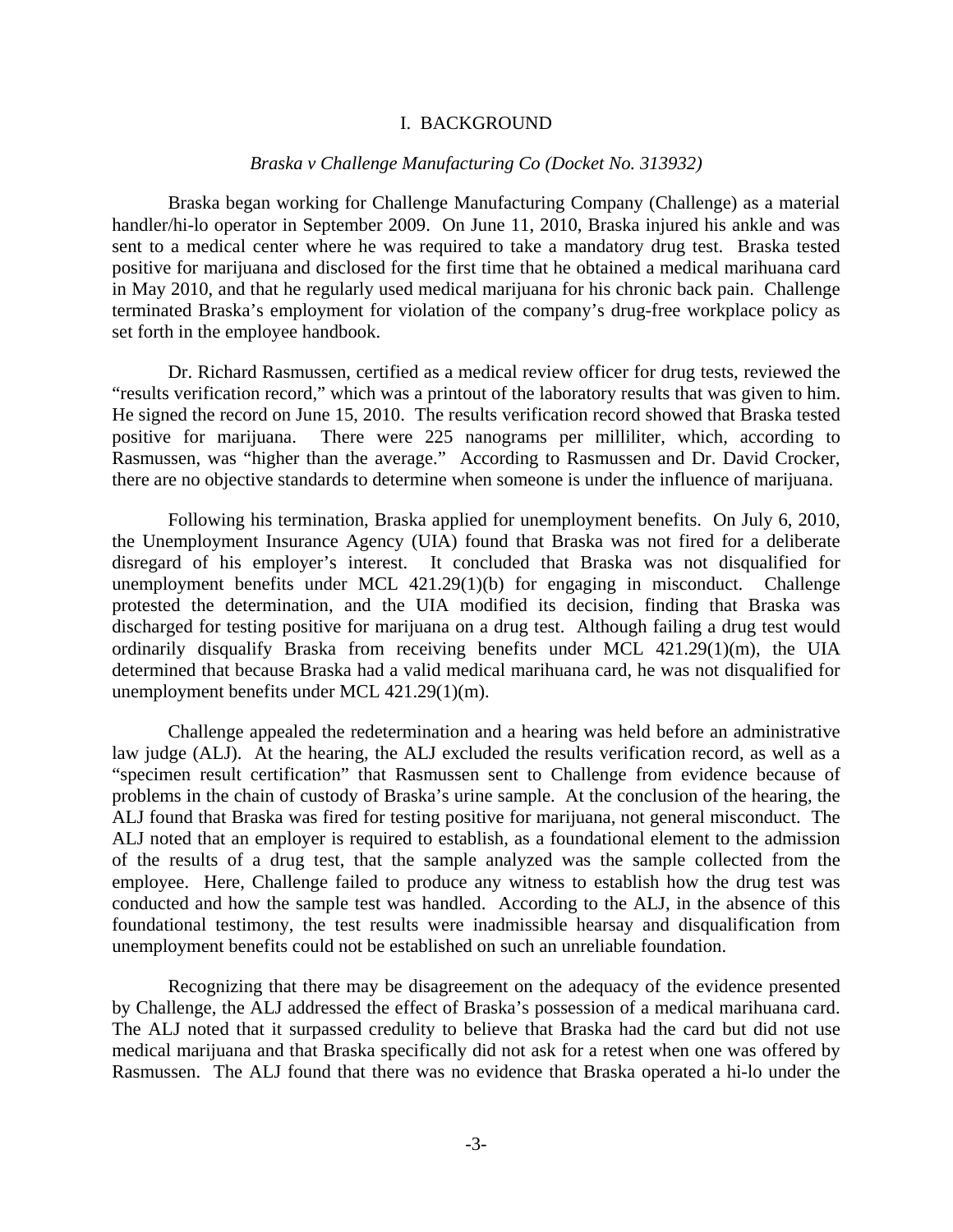## I. BACKGROUND

### *Braska v Challenge Manufacturing Co (Docket No. 313932)*

Braska began working for Challenge Manufacturing Company (Challenge) as a material handler/hi-lo operator in September 2009. On June 11, 2010, Braska injured his ankle and was sent to a medical center where he was required to take a mandatory drug test. Braska tested positive for marijuana and disclosed for the first time that he obtained a medical marihuana card in May 2010, and that he regularly used medical marijuana for his chronic back pain. Challenge terminated Braska's employment for violation of the company's drug-free workplace policy as set forth in the employee handbook.

Dr. Richard Rasmussen, certified as a medical review officer for drug tests, reviewed the "results verification record," which was a printout of the laboratory results that was given to him. He signed the record on June 15, 2010. The results verification record showed that Braska tested positive for marijuana. There were 225 nanograms per milliliter, which, according to Rasmussen, was "higher than the average." According to Rasmussen and Dr. David Crocker, there are no objective standards to determine when someone is under the influence of marijuana.

Following his termination, Braska applied for unemployment benefits. On July 6, 2010, the Unemployment Insurance Agency (UIA) found that Braska was not fired for a deliberate disregard of his employer's interest. It concluded that Braska was not disqualified for unemployment benefits under MCL 421.29(1)(b) for engaging in misconduct. Challenge protested the determination, and the UIA modified its decision, finding that Braska was discharged for testing positive for marijuana on a drug test. Although failing a drug test would ordinarily disqualify Braska from receiving benefits under MCL 421.29(1)(m), the UIA determined that because Braska had a valid medical marihuana card, he was not disqualified for unemployment benefits under MCL 421.29(1)(m).

Challenge appealed the redetermination and a hearing was held before an administrative law judge (ALJ). At the hearing, the ALJ excluded the results verification record, as well as a "specimen result certification" that Rasmussen sent to Challenge from evidence because of problems in the chain of custody of Braska's urine sample. At the conclusion of the hearing, the ALJ found that Braska was fired for testing positive for marijuana, not general misconduct. The ALJ noted that an employer is required to establish, as a foundational element to the admission of the results of a drug test, that the sample analyzed was the sample collected from the employee. Here, Challenge failed to produce any witness to establish how the drug test was conducted and how the sample test was handled. According to the ALJ, in the absence of this foundational testimony, the test results were inadmissible hearsay and disqualification from unemployment benefits could not be established on such an unreliable foundation.

Recognizing that there may be disagreement on the adequacy of the evidence presented by Challenge, the ALJ addressed the effect of Braska's possession of a medical marihuana card. The ALJ noted that it surpassed credulity to believe that Braska had the card but did not use medical marijuana and that Braska specifically did not ask for a retest when one was offered by Rasmussen. The ALJ found that there was no evidence that Braska operated a hi-lo under the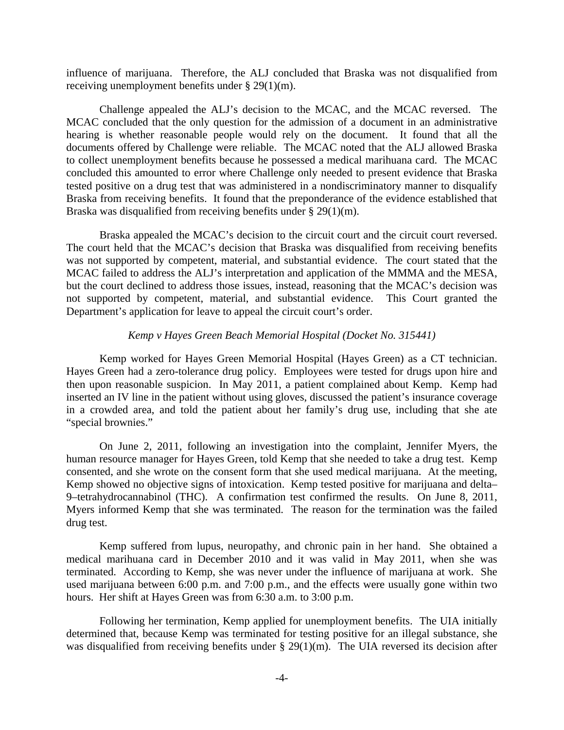influence of marijuana. Therefore, the ALJ concluded that Braska was not disqualified from receiving unemployment benefits under § 29(1)(m).

Challenge appealed the ALJ's decision to the MCAC, and the MCAC reversed. The MCAC concluded that the only question for the admission of a document in an administrative hearing is whether reasonable people would rely on the document. It found that all the documents offered by Challenge were reliable. The MCAC noted that the ALJ allowed Braska to collect unemployment benefits because he possessed a medical marihuana card. The MCAC concluded this amounted to error where Challenge only needed to present evidence that Braska tested positive on a drug test that was administered in a nondiscriminatory manner to disqualify Braska from receiving benefits. It found that the preponderance of the evidence established that Braska was disqualified from receiving benefits under § 29(1)(m).

Braska appealed the MCAC's decision to the circuit court and the circuit court reversed. The court held that the MCAC's decision that Braska was disqualified from receiving benefits was not supported by competent, material, and substantial evidence. The court stated that the MCAC failed to address the ALJ's interpretation and application of the MMMA and the MESA, but the court declined to address those issues, instead, reasoning that the MCAC's decision was not supported by competent, material, and substantial evidence. This Court granted the Department's application for leave to appeal the circuit court's order.

*Kemp v Hayes Green Beach Memorial Hospital (Docket No. 315441)*

Kemp worked for Hayes Green Memorial Hospital (Hayes Green) as a CT technician. Hayes Green had a zero-tolerance drug policy. Employees were tested for drugs upon hire and then upon reasonable suspicion. In May 2011, a patient complained about Kemp. Kemp had inserted an IV line in the patient without using gloves, discussed the patient's insurance coverage in a crowded area, and told the patient about her family's drug use, including that she ate "special brownies."

On June 2, 2011, following an investigation into the complaint, Jennifer Myers, the human resource manager for Hayes Green, told Kemp that she needed to take a drug test. Kemp consented, and she wrote on the consent form that she used medical marijuana. At the meeting, Kemp showed no objective signs of intoxication. Kemp tested positive for marijuana and delta–9–tetrahydrocannabinol (THC). A confirmation test confirmed the results. On June 8, 2011, Myers informed Kemp that she was terminated. The reason for the termination was the failed drug test.

Kemp suffered from lupus, neuropathy, and chronic pain in her hand. She obtained a medical marihuana card in December 2010 and it was valid in May 2011, when she was terminated. According to Kemp, she was never under the influence of marijuana at work. She used marijuana between 6:00 p.m. and 7:00 p.m., and the effects were usually gone within two hours. Her shift at Hayes Green was from 6:30 a.m. to 3:00 p.m.

Following her termination, Kemp applied for unemployment benefits. The UIA initially determined that, because Kemp was terminated for testing positive for an illegal substance, she was disqualified from receiving benefits under § 29(1)(m). The UIA reversed its decision after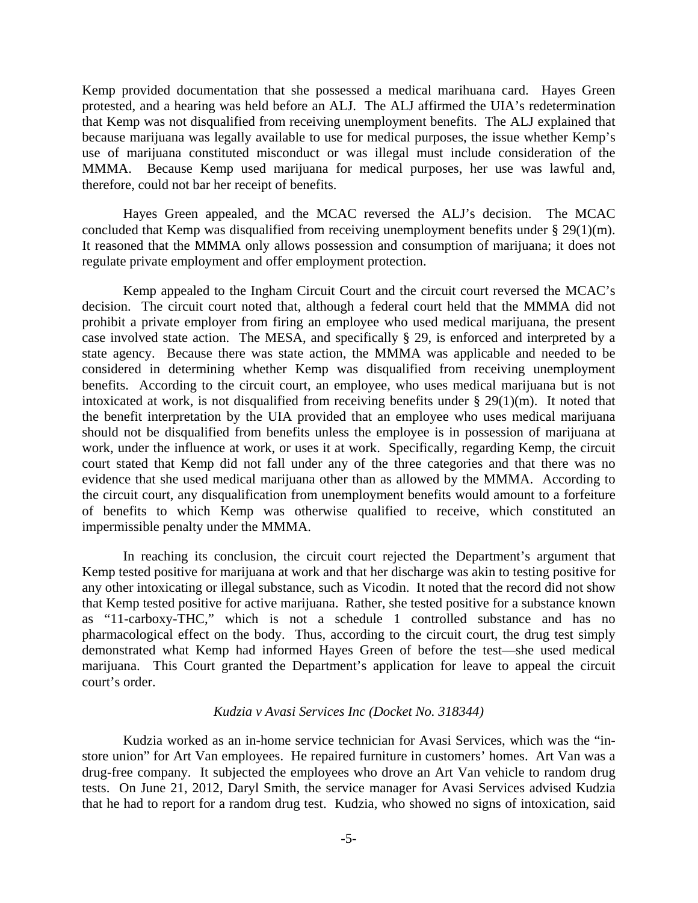Kemp provided documentation that she possessed a medical marihuana card. Hayes Green protested, and a hearing was held before an ALJ. The ALJ affirmed the UIA's redetermination that Kemp was not disqualified from receiving unemployment benefits. The ALJ explained that because marijuana was legally available to use for medical purposes, the issue whether Kemp's use of marijuana constituted misconduct or was illegal must include consideration of the MMMA. Because Kemp used marijuana for medical purposes, her use was lawful and, therefore, could not bar her receipt of benefits.

Hayes Green appealed, and the MCAC reversed the ALJ's decision. The MCAC concluded that Kemp was disqualified from receiving unemployment benefits under § 29(1)(m). It reasoned that the MMMA only allows possession and consumption of marijuana; it does not regulate private employment and offer employment protection.

Kemp appealed to the Ingham Circuit Court and the circuit court reversed the MCAC's decision. The circuit court noted that, although a federal court held that the MMMA did not prohibit a private employer from firing an employee who used medical marijuana, the present case involved state action. The MESA, and specifically § 29, is enforced and interpreted by a state agency. Because there was state action, the MMMA was applicable and needed to be considered in determining whether Kemp was disqualified from receiving unemployment benefits. According to the circuit court, an employee, who uses medical marijuana but is not intoxicated at work, is not disqualified from receiving benefits under § 29(1)(m). It noted that the benefit interpretation by the UIA provided that an employee who uses medical marijuana should not be disqualified from benefits unless the employee is in possession of marijuana at work, under the influence at work, or uses it at work. Specifically, regarding Kemp, the circuit court stated that Kemp did not fall under any of the three categories and that there was no evidence that she used medical marijuana other than as allowed by the MMMA. According to the circuit court, any disqualification from unemployment benefits would amount to a forfeiture of benefits to which Kemp was otherwise qualified to receive, which constituted an impermissible penalty under the MMMA.

In reaching its conclusion, the circuit court rejected the Department's argument that Kemp tested positive for marijuana at work and that her discharge was akin to testing positive for any other intoxicating or illegal substance, such as Vicodin. It noted that the record did not show that Kemp tested positive for active marijuana. Rather, she tested positive for a substance known as "11-carboxy-THC," which is not a schedule 1 controlled substance and has no pharmacological effect on the body. Thus, according to the circuit court, the drug test simply demonstrated what Kemp had informed Hayes Green of before the test—she used medical marijuana. This Court granted the Department's application for leave to appeal the circuit court's order.

### *Kudzia v Avasi Services Inc (Docket No. 318344)*

Kudzia worked as an in-home service technician for Avasi Services, which was the "in-store union" for Art Van employees. He repaired furniture in customers' homes. Art Van was a drug-free company. It subjected the employees who drove an Art Van vehicle to random drug tests. On June 21, 2012, Daryl Smith, the service manager for Avasi Services advised Kudzia that he had to report for a random drug test. Kudzia, who showed no signs of intoxication, said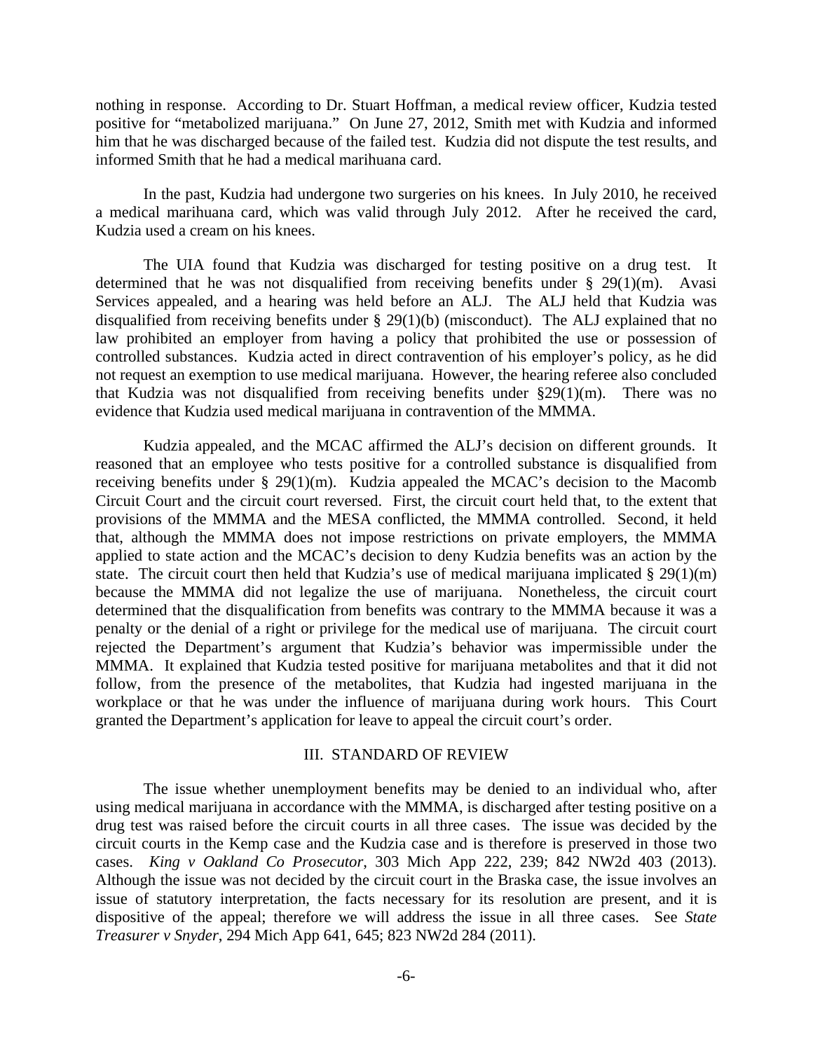nothing in response. According to Dr. Stuart Hoffman, a medical review officer, Kudzia tested positive for "metabolized marijuana." On June 27, 2012, Smith met with Kudzia and informed him that he was discharged because of the failed test. Kudzia did not dispute the test results, and informed Smith that he had a medical marihuana card.

In the past, Kudzia had undergone two surgeries on his knees. In July 2010, he received a medical marihuana card, which was valid through July 2012. After he received the card, Kudzia used a cream on his knees.

The UIA found that Kudzia was discharged for testing positive on a drug test. It determined that he was not disqualified from receiving benefits under § 29(1)(m). Avasi Services appealed, and a hearing was held before an ALJ. The ALJ held that Kudzia was disqualified from receiving benefits under § 29(1)(b) (misconduct). The ALJ explained that no law prohibited an employer from having a policy that prohibited the use or possession of controlled substances. Kudzia acted in direct contravention of his employer's policy, as he did not request an exemption to use medical marijuana. However, the hearing referee also concluded that Kudzia was not disqualified from receiving benefits under §29(1)(m). There was no evidence that Kudzia used medical marijuana in contravention of the MMMA.

Kudzia appealed, and the MCAC affirmed the ALJ's decision on different grounds. It reasoned that an employee who tests positive for a controlled substance is disqualified from receiving benefits under § 29(1)(m). Kudzia appealed the MCAC's decision to the Macomb Circuit Court and the circuit court reversed. First, the circuit court held that, to the extent that provisions of the MMMA and the MESA conflicted, the MMMA controlled. Second, it held that, although the MMMA does not impose restrictions on private employers, the MMMA applied to state action and the MCAC's decision to deny Kudzia benefits was an action by the state. The circuit court then held that Kudzia's use of medical marijuana implicated § 29(1)(m) because the MMMA did not legalize the use of marijuana. Nonetheless, the circuit court determined that the disqualification from benefits was contrary to the MMMA because it was a penalty or the denial of a right or privilege for the medical use of marijuana. The circuit court rejected the Department's argument that Kudzia's behavior was impermissible under the MMMA. It explained that Kudzia tested positive for marijuana metabolites and that it did not follow, from the presence of the metabolites, that Kudzia had ingested marijuana in the workplace or that he was under the influence of marijuana during work hours. This Court granted the Department's application for leave to appeal the circuit court's order.

## III. STANDARD OF REVIEW

The issue whether unemployment benefits may be denied to an individual who, after using medical marijuana in accordance with the MMMA, is discharged after testing positive on a drug test was raised before the circuit courts in all three cases. The issue was decided by the circuit courts in the Kemp case and the Kudzia case and is therefore is preserved in those two cases. *King v Oakland Co Prosecutor*, 303 Mich App 222, 239; 842 NW2d 403 (2013). Although the issue was not decided by the circuit court in the Braska case, the issue involves an issue of statutory interpretation, the facts necessary for its resolution are present, and it is dispositive of the appeal; therefore we will address the issue in all three cases. See *State Treasurer v Snyder*, 294 Mich App 641, 645; 823 NW2d 284 (2011).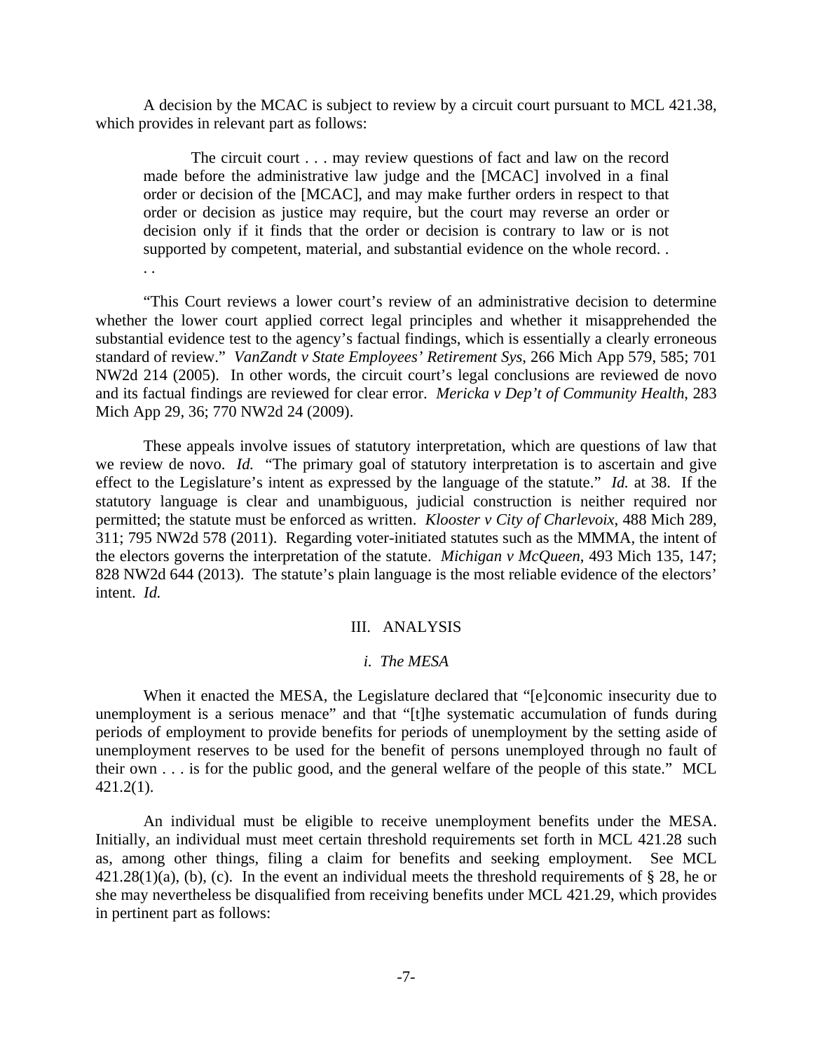A decision by the MCAC is subject to review by a circuit court pursuant to MCL 421.38, which provides in relevant part as follows:

> The circuit court . . . may review questions of fact and law on the record made before the administrative law judge and the [MCAC] involved in a final order or decision of the [MCAC], and may make further orders in respect to that order or decision as justice may require, but the court may reverse an order or decision only if it finds that the order or decision is contrary to law or is not supported by competent, material, and substantial evidence on the whole record. . . .

"This Court reviews a lower court's review of an administrative decision to determine whether the lower court applied correct legal principles and whether it misapprehended the substantial evidence test to the agency's factual findings, which is essentially a clearly erroneous standard of review." *VanZandt v State Employees' Retirement Sys*, 266 Mich App 579, 585; 701 NW2d 214 (2005). In other words, the circuit court's legal conclusions are reviewed de novo and its factual findings are reviewed for clear error. *Mericka v Dep't of Community Health*, 283 Mich App 29, 36; 770 NW2d 24 (2009).

These appeals involve issues of statutory interpretation, which are questions of law that we review de novo. *Id.* "The primary goal of statutory interpretation is to ascertain and give effect to the Legislature's intent as expressed by the language of the statute." *Id.* at 38. If the statutory language is clear and unambiguous, judicial construction is neither required nor permitted; the statute must be enforced as written. *Klooster v City of Charlevoix*, 488 Mich 289, 311; 795 NW2d 578 (2011). Regarding voter-initiated statutes such as the MMMA, the intent of the electors governs the interpretation of the statute. *Michigan v McQueen*, 493 Mich 135, 147; 828 NW2d 644 (2013). The statute's plain language is the most reliable evidence of the electors' intent. *Id.*

## III. ANALYSIS

### *i. The MESA*

When it enacted the MESA, the Legislature declared that "[e]conomic insecurity due to unemployment is a serious menace" and that "[t]he systematic accumulation of funds during periods of employment to provide benefits for periods of unemployment by the setting aside of unemployment reserves to be used for the benefit of persons unemployed through no fault of their own . . . is for the public good, and the general welfare of the people of this state." MCL 421.2(1).

An individual must be eligible to receive unemployment benefits under the MESA. Initially, an individual must meet certain threshold requirements set forth in MCL 421.28 such as, among other things, filing a claim for benefits and seeking employment. See MCL 421.28(1)(a), (b), (c). In the event an individual meets the threshold requirements of § 28, he or she may nevertheless be disqualified from receiving benefits under MCL 421.29, which provides in pertinent part as follows: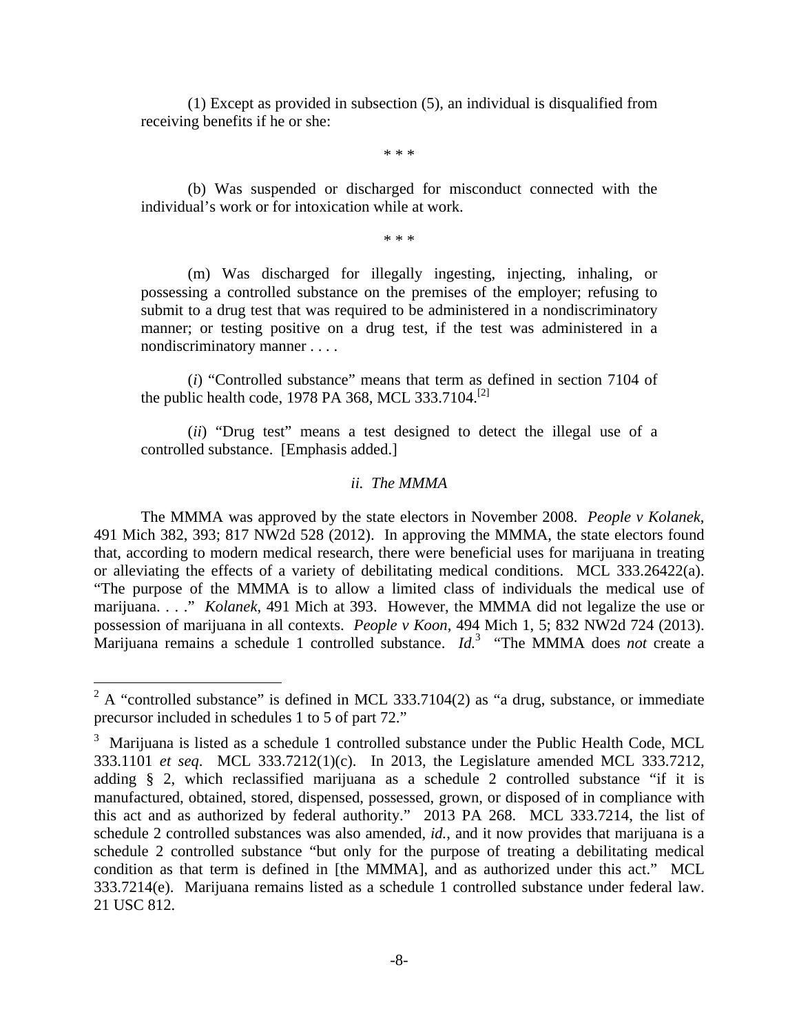(1) Except as provided in subsection (5), an individual is disqualified from receiving benefits if he or she:

\* \* \*

(b) Was suspended or discharged for misconduct connected with the individual's work or for intoxication while at work.

\* \* \*

(m) Was discharged for illegally ingesting, injecting, inhaling, or possessing a controlled substance on the premises of the employer; refusing to submit to a drug test that was required to be administered in a nondiscriminatory manner; or testing positive on a drug test, if the test was administered in a nondiscriminatory manner . . . .

(*i*) "Controlled substance" means that term as defined in section 7104 of the public health code, 1978 PA 368, MCL 333.7104.[2]

(*ii*) "Drug test" means a test designed to detect the illegal use of a controlled substance. [Emphasis added.]

*ii. The MMMA*

The MMMA was approved by the state electors in November 2008. *People v Kolanek*, 491 Mich 382, 393; 817 NW2d 528 (2012). In approving the MMMA, the state electors found that, according to modern medical research, there were beneficial uses for marijuana in treating or alleviating the effects of a variety of debilitating medical conditions. MCL 333.26422(a). "The purpose of the MMMA is to allow a limited class of individuals the medical use of marijuana. . . ." *Kolanek*, 491 Mich at 393. However, the MMMA did not legalize the use or possession of marijuana in all contexts. *People v Koon*, 494 Mich 1, 5; 832 NW2d 724 (2013). Marijuana remains a schedule 1 controlled substance. *Id.*[3] "The MMMA does *not* create a

---

[2] A "controlled substance" is defined in MCL 333.7104(2) as "a drug, substance, or immediate precursor included in schedules 1 to 5 of part 72."

[3] Marijuana is listed as a schedule 1 controlled substance under the Public Health Code, MCL 333.1101 *et seq*. MCL 333.7212(1)(c). In 2013, the Legislature amended MCL 333.7212, adding § 2, which reclassified marijuana as a schedule 2 controlled substance "if it is manufactured, obtained, stored, dispensed, possessed, grown, or disposed of in compliance with this act and as authorized by federal authority." 2013 PA 268. MCL 333.7214, the list of schedule 2 controlled substances was also amended, *id.*, and it now provides that marijuana is a schedule 2 controlled substance "but only for the purpose of treating a debilitating medical condition as that term is defined in [the MMMA], and as authorized under this act." MCL 333.7214(e). Marijuana remains listed as a schedule 1 controlled substance under federal law. 21 USC 812.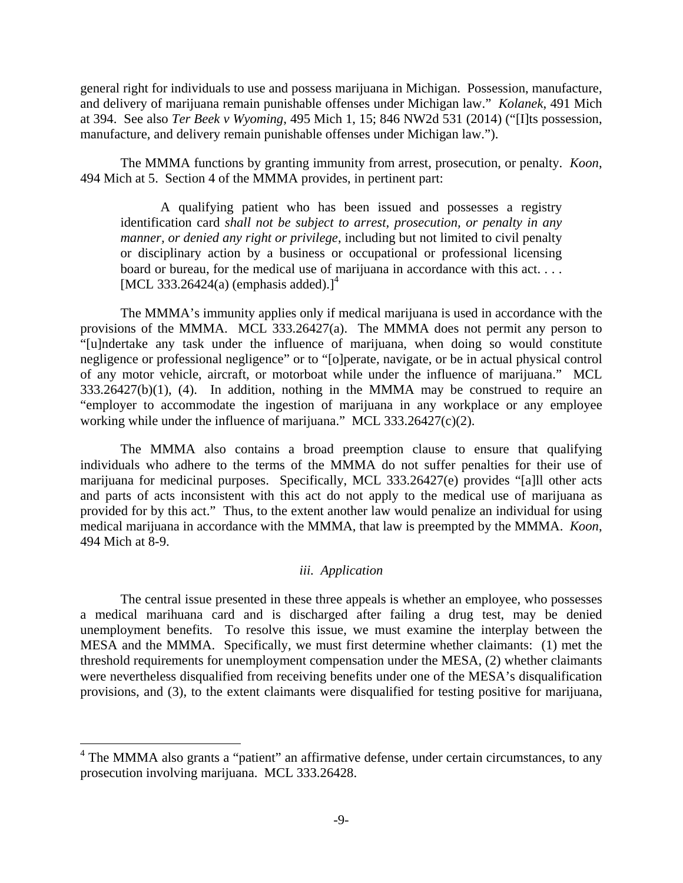general right for individuals to use and possess marijuana in Michigan. Possession, manufacture, and delivery of marijuana remain punishable offenses under Michigan law." *Kolanek*, 491 Mich at 394. See also *Ter Beek v Wyoming*, 495 Mich 1, 15; 846 NW2d 531 (2014) ("[I]ts possession, manufacture, and delivery remain punishable offenses under Michigan law.").

The MMMA functions by granting immunity from arrest, prosecution, or penalty. *Koon*, 494 Mich at 5. Section 4 of the MMMA provides, in pertinent part:

> A qualifying patient who has been issued and possesses a registry identification card *shall not be subject to arrest, prosecution, or penalty in any manner, or denied any right or privilege*, including but not limited to civil penalty or disciplinary action by a business or occupational or professional licensing board or bureau, for the medical use of marijuana in accordance with this act. . . . [MCL 333.26424(a) (emphasis added).][4]

The MMMA's immunity applies only if medical marijuana is used in accordance with the provisions of the MMMA. MCL 333.26427(a). The MMMA does not permit any person to "[u]ndertake any task under the influence of marijuana, when doing so would constitute negligence or professional negligence" or to "[o]perate, navigate, or be in actual physical control of any motor vehicle, aircraft, or motorboat while under the influence of marijuana." MCL 333.26427(b)(1), (4). In addition, nothing in the MMMA may be construed to require an "employer to accommodate the ingestion of marijuana in any workplace or any employee working while under the influence of marijuana." MCL 333.26427(c)(2).

The MMMA also contains a broad preemption clause to ensure that qualifying individuals who adhere to the terms of the MMMA do not suffer penalties for their use of marijuana for medicinal purposes. Specifically, MCL 333.26427(e) provides "[a]ll other acts and parts of acts inconsistent with this act do not apply to the medical use of marijuana as provided for by this act." Thus, to the extent another law would penalize an individual for using medical marijuana in accordance with the MMMA, that law is preempted by the MMMA. *Koon*, 494 Mich at 8-9.

*iii. Application*

The central issue presented in these three appeals is whether an employee, who possesses a medical marihuana card and is discharged after failing a drug test, may be denied unemployment benefits. To resolve this issue, we must examine the interplay between the MESA and the MMMA. Specifically, we must first determine whether claimants: (1) met the threshold requirements for unemployment compensation under the MESA, (2) whether claimants were nevertheless disqualified from receiving benefits under one of the MESA's disqualification provisions, and (3), to the extent claimants were disqualified for testing positive for marijuana,

[4] The MMMA also grants a "patient" an affirmative defense, under certain circumstances, to any prosecution involving marijuana. MCL 333.26428.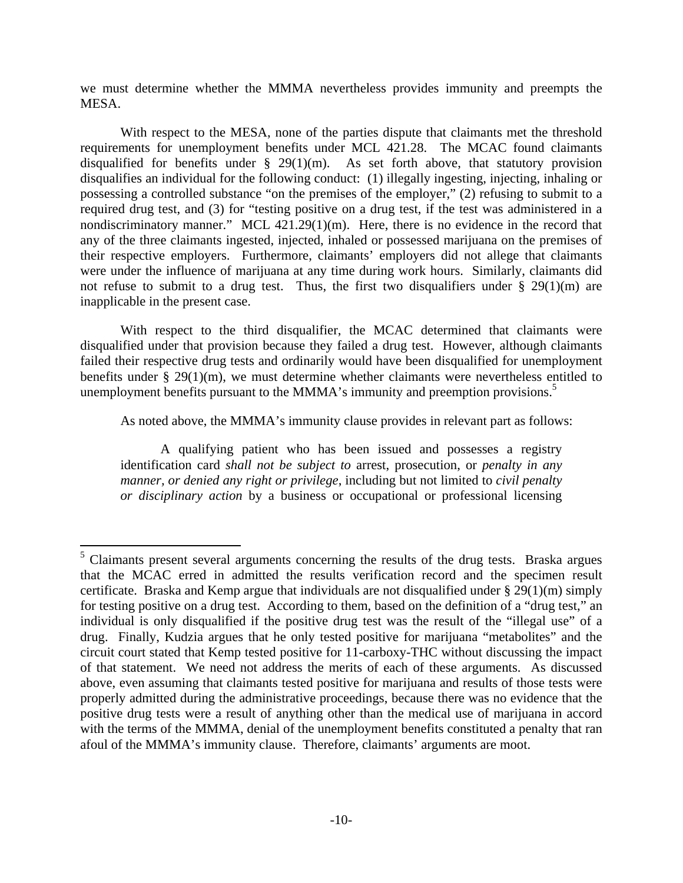we must determine whether the MMMA nevertheless provides immunity and preempts the MESA.

With respect to the MESA, none of the parties dispute that claimants met the threshold requirements for unemployment benefits under MCL 421.28. The MCAC found claimants disqualified for benefits under § 29(1)(m). As set forth above, that statutory provision disqualifies an individual for the following conduct: (1) illegally ingesting, injecting, inhaling or possessing a controlled substance "on the premises of the employer," (2) refusing to submit to a required drug test, and (3) for "testing positive on a drug test, if the test was administered in a nondiscriminatory manner." MCL 421.29(1)(m). Here, there is no evidence in the record that any of the three claimants ingested, injected, inhaled or possessed marijuana on the premises of their respective employers. Furthermore, claimants' employers did not allege that claimants were under the influence of marijuana at any time during work hours. Similarly, claimants did not refuse to submit to a drug test. Thus, the first two disqualifiers under § 29(1)(m) are inapplicable in the present case.

With respect to the third disqualifier, the MCAC determined that claimants were disqualified under that provision because they failed a drug test. However, although claimants failed their respective drug tests and ordinarily would have been disqualified for unemployment benefits under § 29(1)(m), we must determine whether claimants were nevertheless entitled to unemployment benefits pursuant to the MMMA's immunity and preemption provisions.[5]

As noted above, the MMMA's immunity clause provides in relevant part as follows:

> A qualifying patient who has been issued and possesses a registry identification card *shall not be subject to* arrest, prosecution, or *penalty in any manner, or denied any right or privilege*, including but not limited to *civil penalty or disciplinary action* by a business or occupational or professional licensing

---

[5] Claimants present several arguments concerning the results of the drug tests. Braska argues that the MCAC erred in admitted the results verification record and the specimen result certificate. Braska and Kemp argue that individuals are not disqualified under § 29(1)(m) simply for testing positive on a drug test. According to them, based on the definition of a "drug test," an individual is only disqualified if the positive drug test was the result of the "illegal use" of a drug. Finally, Kudzia argues that he only tested positive for marijuana "metabolites" and the circuit court stated that Kemp tested positive for 11-carboxy-THC without discussing the impact of that statement. We need not address the merits of each of these arguments. As discussed above, even assuming that claimants tested positive for marijuana and results of those tests were properly admitted during the administrative proceedings, because there was no evidence that the positive drug tests were a result of anything other than the medical use of marijuana in accord with the terms of the MMMA, denial of the unemployment benefits constituted a penalty that ran afoul of the MMMA's immunity clause. Therefore, claimants' arguments are moot.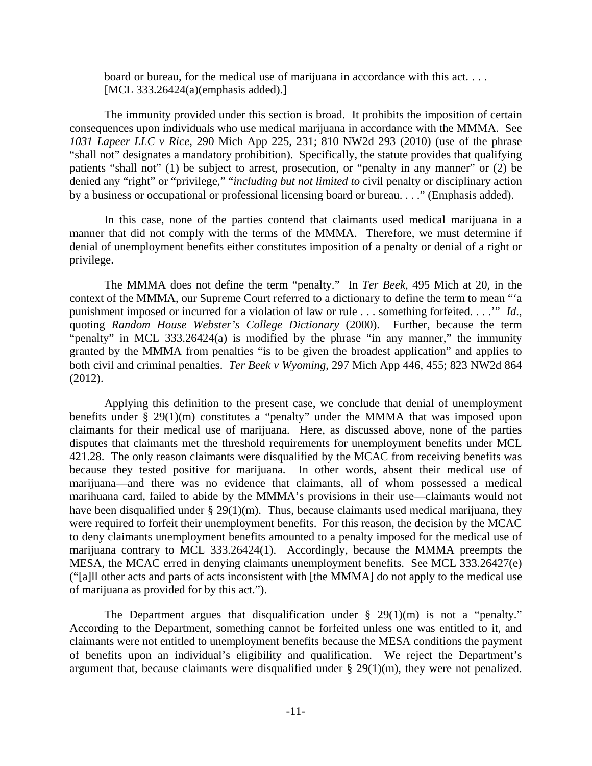> board or bureau, for the medical use of marijuana in accordance with this act. . . . [MCL 333.26424(a)(emphasis added).]

The immunity provided under this section is broad. It prohibits the imposition of certain consequences upon individuals who use medical marijuana in accordance with the MMMA. See *1031 Lapeer LLC v Rice*, 290 Mich App 225, 231; 810 NW2d 293 (2010) (use of the phrase "shall not" designates a mandatory prohibition). Specifically, the statute provides that qualifying patients "shall not" (1) be subject to arrest, prosecution, or "penalty in any manner" or (2) be denied any "right" or "privilege," "*including but not limited to* civil penalty or disciplinary action by a business or occupational or professional licensing board or bureau. . . ." (Emphasis added).

In this case, none of the parties contend that claimants used medical marijuana in a manner that did not comply with the terms of the MMMA. Therefore, we must determine if denial of unemployment benefits either constitutes imposition of a penalty or denial of a right or privilege.

The MMMA does not define the term "penalty." In *Ter Beek*, 495 Mich at 20, in the context of the MMMA, our Supreme Court referred to a dictionary to define the term to mean "'a punishment imposed or incurred for a violation of law or rule . . . something forfeited. . . .'" *Id*., quoting *Random House Webster's College Dictionary* (2000). Further, because the term "penalty" in MCL 333.26424(a) is modified by the phrase "in any manner," the immunity granted by the MMMA from penalties "is to be given the broadest application" and applies to both civil and criminal penalties. *Ter Beek v Wyoming*, 297 Mich App 446, 455; 823 NW2d 864 (2012).

Applying this definition to the present case, we conclude that denial of unemployment benefits under § 29(1)(m) constitutes a "penalty" under the MMMA that was imposed upon claimants for their medical use of marijuana. Here, as discussed above, none of the parties disputes that claimants met the threshold requirements for unemployment benefits under MCL 421.28. The only reason claimants were disqualified by the MCAC from receiving benefits was because they tested positive for marijuana. In other words, absent their medical use of marijuana—and there was no evidence that claimants, all of whom possessed a medical marihuana card, failed to abide by the MMMA's provisions in their use—claimants would not have been disqualified under § 29(1)(m). Thus, because claimants used medical marijuana, they were required to forfeit their unemployment benefits. For this reason, the decision by the MCAC to deny claimants unemployment benefits amounted to a penalty imposed for the medical use of marijuana contrary to MCL 333.26424(1). Accordingly, because the MMMA preempts the MESA, the MCAC erred in denying claimants unemployment benefits. See MCL 333.26427(e) ("[a]ll other acts and parts of acts inconsistent with [the MMMA] do not apply to the medical use of marijuana as provided for by this act.").

The Department argues that disqualification under § 29(1)(m) is not a "penalty." According to the Department, something cannot be forfeited unless one was entitled to it, and claimants were not entitled to unemployment benefits because the MESA conditions the payment of benefits upon an individual's eligibility and qualification. We reject the Department's argument that, because claimants were disqualified under § 29(1)(m), they were not penalized.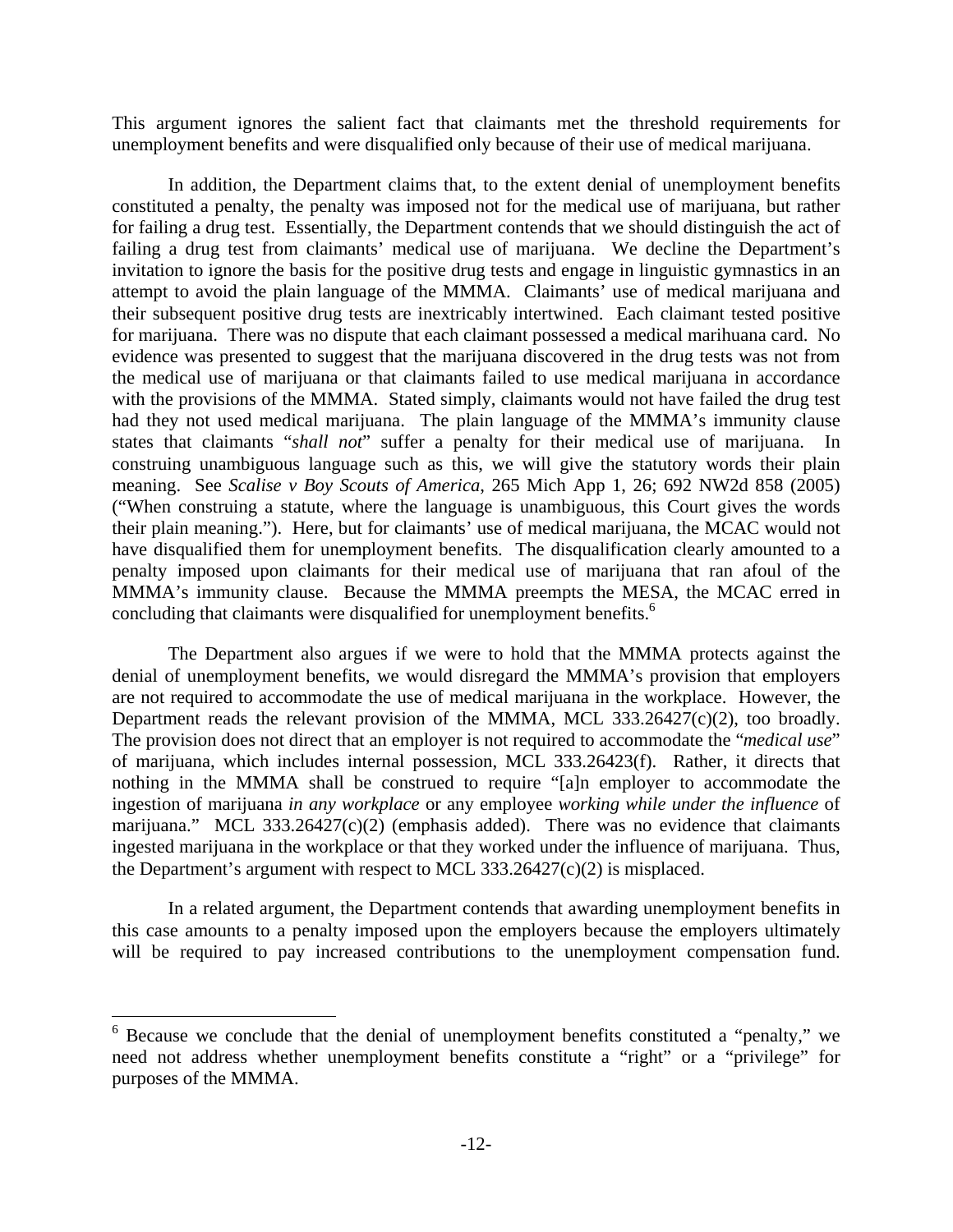This argument ignores the salient fact that claimants met the threshold requirements for unemployment benefits and were disqualified only because of their use of medical marijuana.

In addition, the Department claims that, to the extent denial of unemployment benefits constituted a penalty, the penalty was imposed not for the medical use of marijuana, but rather for failing a drug test. Essentially, the Department contends that we should distinguish the act of failing a drug test from claimants' medical use of marijuana. We decline the Department's invitation to ignore the basis for the positive drug tests and engage in linguistic gymnastics in an attempt to avoid the plain language of the MMMA. Claimants' use of medical marijuana and their subsequent positive drug tests are inextricably intertwined. Each claimant tested positive for marijuana. There was no dispute that each claimant possessed a medical marihuana card. No evidence was presented to suggest that the marijuana discovered in the drug tests was not from the medical use of marijuana or that claimants failed to use medical marijuana in accordance with the provisions of the MMMA. Stated simply, claimants would not have failed the drug test had they not used medical marijuana. The plain language of the MMMA's immunity clause states that claimants "*shall not*" suffer a penalty for their medical use of marijuana. In construing unambiguous language such as this, we will give the statutory words their plain meaning. See *Scalise v Boy Scouts of America*, 265 Mich App 1, 26; 692 NW2d 858 (2005) ("When construing a statute, where the language is unambiguous, this Court gives the words their plain meaning."). Here, but for claimants' use of medical marijuana, the MCAC would not have disqualified them for unemployment benefits. The disqualification clearly amounted to a penalty imposed upon claimants for their medical use of marijuana that ran afoul of the MMMA's immunity clause. Because the MMMA preempts the MESA, the MCAC erred in concluding that claimants were disqualified for unemployment benefits.[6]

The Department also argues if we were to hold that the MMMA protects against the denial of unemployment benefits, we would disregard the MMMA's provision that employers are not required to accommodate the use of medical marijuana in the workplace. However, the Department reads the relevant provision of the MMMA, MCL 333.26427(c)(2), too broadly. The provision does not direct that an employer is not required to accommodate the "*medical use*" of marijuana, which includes internal possession, MCL 333.26423(f). Rather, it directs that nothing in the MMMA shall be construed to require "[a]n employer to accommodate the ingestion of marijuana *in any workplace* or any employee *working while under the influence* of marijuana." MCL 333.26427(c)(2) (emphasis added). There was no evidence that claimants ingested marijuana in the workplace or that they worked under the influence of marijuana. Thus, the Department's argument with respect to MCL 333.26427(c)(2) is misplaced.

In a related argument, the Department contends that awarding unemployment benefits in this case amounts to a penalty imposed upon the employers because the employers ultimately will be required to pay increased contributions to the unemployment compensation fund.

---

[6] Because we conclude that the denial of unemployment benefits constituted a "penalty," we need not address whether unemployment benefits constitute a "right" or a "privilege" for purposes of the MMMA.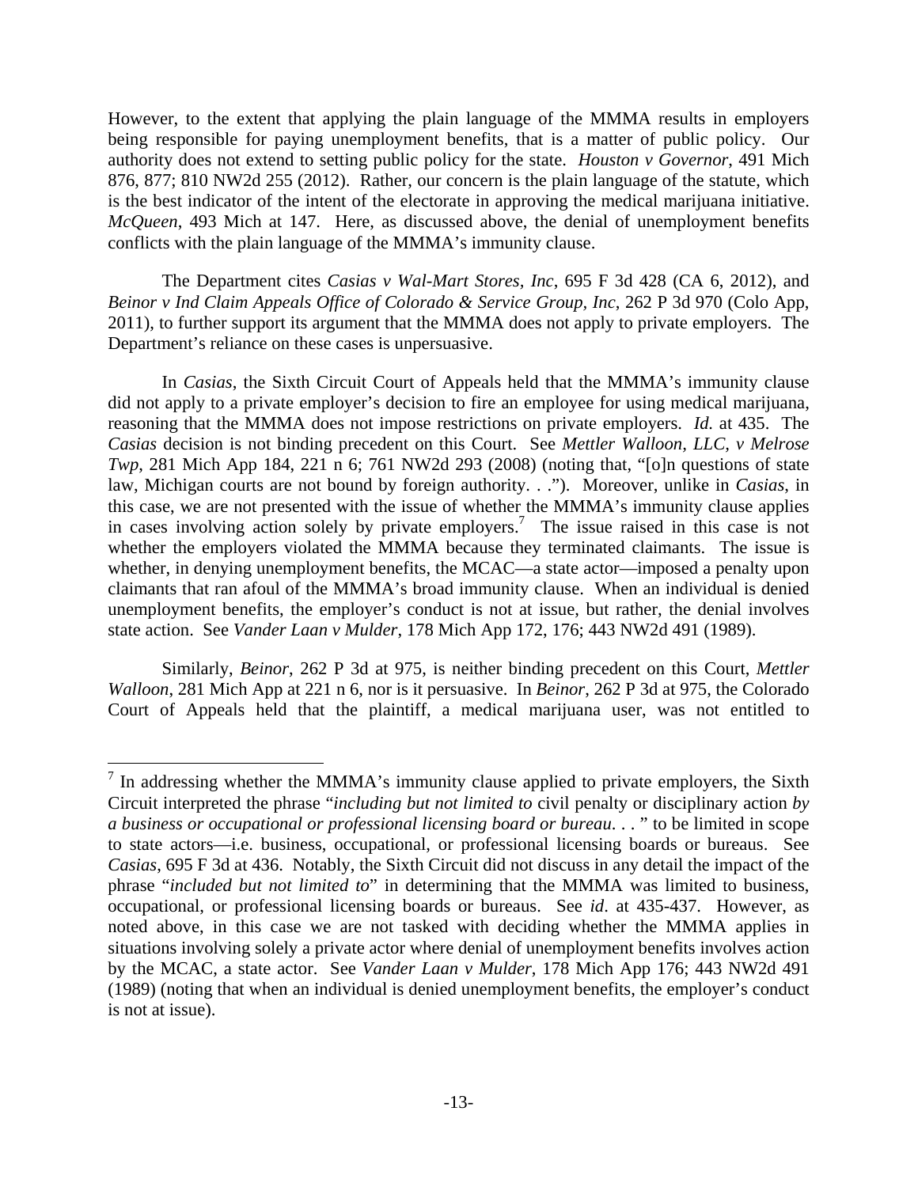However, to the extent that applying the plain language of the MMMA results in employers being responsible for paying unemployment benefits, that is a matter of public policy. Our authority does not extend to setting public policy for the state. *Houston v Governor*, 491 Mich 876, 877; 810 NW2d 255 (2012). Rather, our concern is the plain language of the statute, which is the best indicator of the intent of the electorate in approving the medical marijuana initiative. *McQueen*, 493 Mich at 147. Here, as discussed above, the denial of unemployment benefits conflicts with the plain language of the MMMA's immunity clause.

The Department cites *Casias v Wal-Mart Stores, Inc*, 695 F 3d 428 (CA 6, 2012), and *Beinor v Ind Claim Appeals Office of Colorado & Service Group, Inc*, 262 P 3d 970 (Colo App, 2011), to further support its argument that the MMMA does not apply to private employers. The Department's reliance on these cases is unpersuasive.

In *Casias*, the Sixth Circuit Court of Appeals held that the MMMA's immunity clause did not apply to a private employer's decision to fire an employee for using medical marijuana, reasoning that the MMMA does not impose restrictions on private employers. *Id.* at 435. The *Casias* decision is not binding precedent on this Court. See *Mettler Walloon, LLC, v Melrose Twp*, 281 Mich App 184, 221 n 6; 761 NW2d 293 (2008) (noting that, "[o]n questions of state law, Michigan courts are not bound by foreign authority. . ."). Moreover, unlike in *Casias*, in this case, we are not presented with the issue of whether the MMMA's immunity clause applies in cases involving action solely by private employers.[7] The issue raised in this case is not whether the employers violated the MMMA because they terminated claimants. The issue is whether, in denying unemployment benefits, the MCAC—a state actor—imposed a penalty upon claimants that ran afoul of the MMMA's broad immunity clause. When an individual is denied unemployment benefits, the employer's conduct is not at issue, but rather, the denial involves state action. See *Vander Laan v Mulder*, 178 Mich App 172, 176; 443 NW2d 491 (1989).

Similarly, *Beinor*, 262 P 3d at 975, is neither binding precedent on this Court, *Mettler Walloon*, 281 Mich App at 221 n 6, nor is it persuasive. In *Beinor*, 262 P 3d at 975, the Colorado Court of Appeals held that the plaintiff, a medical marijuana user, was not entitled to

---

[7] In addressing whether the MMMA's immunity clause applied to private employers, the Sixth Circuit interpreted the phrase "*including but not limited to* civil penalty or disciplinary action *by a business or occupational or professional licensing board or bureau*. . . " to be limited in scope to state actors—i.e. business, occupational, or professional licensing boards or bureaus. See *Casias*, 695 F 3d at 436. Notably, the Sixth Circuit did not discuss in any detail the impact of the phrase "*included but not limited to*" in determining that the MMMA was limited to business, occupational, or professional licensing boards or bureaus. See *id*. at 435-437. However, as noted above, in this case we are not tasked with deciding whether the MMMA applies in situations involving solely a private actor where denial of unemployment benefits involves action by the MCAC, a state actor. See *Vander Laan v Mulder*, 178 Mich App 176; 443 NW2d 491 (1989) (noting that when an individual is denied unemployment benefits, the employer's conduct is not at issue).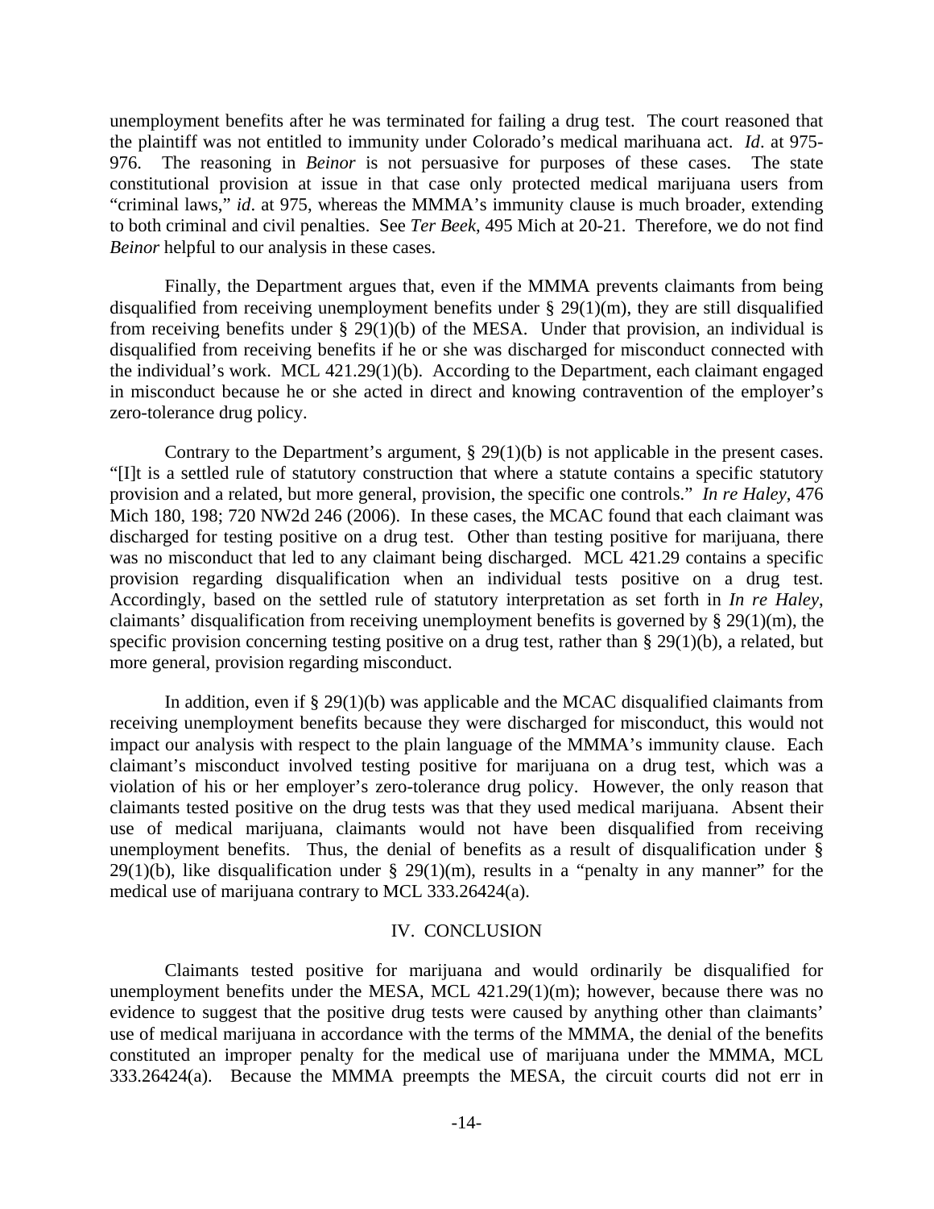unemployment benefits after he was terminated for failing a drug test. The court reasoned that the plaintiff was not entitled to immunity under Colorado's medical marihuana act. *Id*. at 975-976. The reasoning in *Beinor* is not persuasive for purposes of these cases. The state constitutional provision at issue in that case only protected medical marijuana users from "criminal laws," *id*. at 975, whereas the MMMA's immunity clause is much broader, extending to both criminal and civil penalties. See *Ter Beek*, 495 Mich at 20-21. Therefore, we do not find *Beinor* helpful to our analysis in these cases.

Finally, the Department argues that, even if the MMMA prevents claimants from being disqualified from receiving unemployment benefits under § 29(1)(m), they are still disqualified from receiving benefits under § 29(1)(b) of the MESA. Under that provision, an individual is disqualified from receiving benefits if he or she was discharged for misconduct connected with the individual's work. MCL 421.29(1)(b). According to the Department, each claimant engaged in misconduct because he or she acted in direct and knowing contravention of the employer's zero-tolerance drug policy.

Contrary to the Department's argument, § 29(1)(b) is not applicable in the present cases. "[I]t is a settled rule of statutory construction that where a statute contains a specific statutory provision and a related, but more general, provision, the specific one controls." *In re Haley*, 476 Mich 180, 198; 720 NW2d 246 (2006). In these cases, the MCAC found that each claimant was discharged for testing positive on a drug test. Other than testing positive for marijuana, there was no misconduct that led to any claimant being discharged. MCL 421.29 contains a specific provision regarding disqualification when an individual tests positive on a drug test. Accordingly, based on the settled rule of statutory interpretation as set forth in *In re Haley*, claimants' disqualification from receiving unemployment benefits is governed by § 29(1)(m), the specific provision concerning testing positive on a drug test, rather than § 29(1)(b), a related, but more general, provision regarding misconduct.

In addition, even if § 29(1)(b) was applicable and the MCAC disqualified claimants from receiving unemployment benefits because they were discharged for misconduct, this would not impact our analysis with respect to the plain language of the MMMA's immunity clause. Each claimant's misconduct involved testing positive for marijuana on a drug test, which was a violation of his or her employer's zero-tolerance drug policy. However, the only reason that claimants tested positive on the drug tests was that they used medical marijuana. Absent their use of medical marijuana, claimants would not have been disqualified from receiving unemployment benefits. Thus, the denial of benefits as a result of disqualification under § 29(1)(b), like disqualification under § 29(1)(m), results in a "penalty in any manner" for the medical use of marijuana contrary to MCL 333.26424(a).

## IV. CONCLUSION

Claimants tested positive for marijuana and would ordinarily be disqualified for unemployment benefits under the MESA, MCL 421.29(1)(m); however, because there was no evidence to suggest that the positive drug tests were caused by anything other than claimants' use of medical marijuana in accordance with the terms of the MMMA, the denial of the benefits constituted an improper penalty for the medical use of marijuana under the MMMA, MCL 333.26424(a). Because the MMMA preempts the MESA, the circuit courts did not err in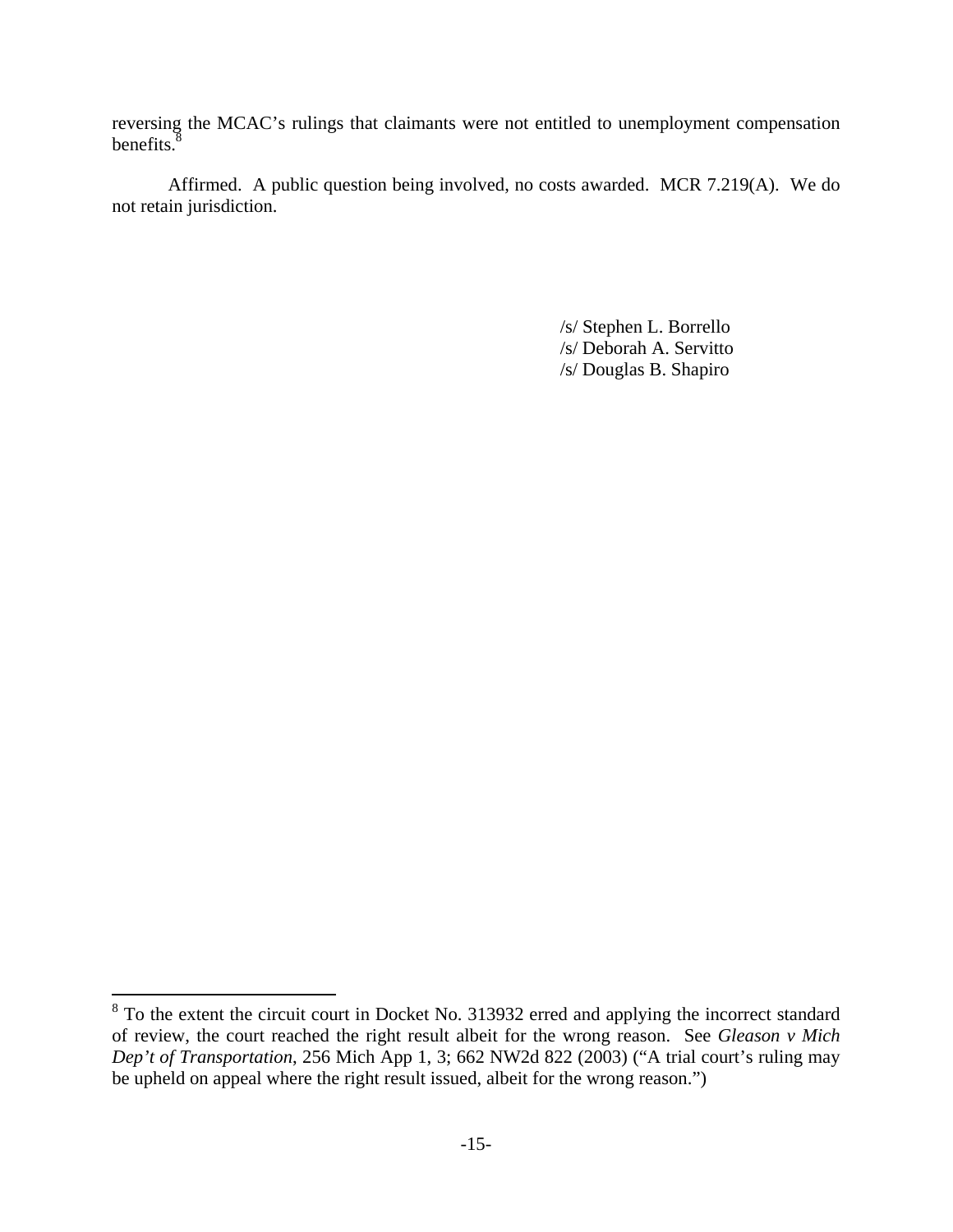reversing the MCAC's rulings that claimants were not entitled to unemployment compensation benefits.[8]

Affirmed. A public question being involved, no costs awarded. MCR 7.219(A). We do not retain jurisdiction.

/s/ Stephen L. Borrello
/s/ Deborah A. Servitto
/s/ Douglas B. Shapiro

---

[8] To the extent the circuit court in Docket No. 313932 erred and applying the incorrect standard of review, the court reached the right result albeit for the wrong reason. See *Gleason v Mich Dep't of Transportation*, 256 Mich App 1, 3; 662 NW2d 822 (2003) ("A trial court's ruling may be upheld on appeal where the right result issued, albeit for the wrong reason.")